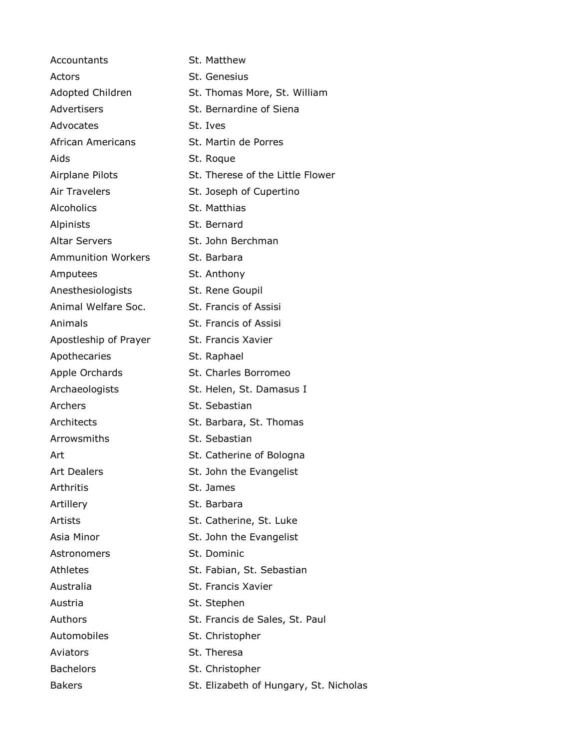| | |
|---|---|
| Accountants | St. Matthew |
| Actors | St. Genesius |
| Adopted Children | St. Thomas More, St. William |
| Advertisers | St. Bernardine of Siena |
| Advocates | St. Ives |
| African Americans | St. Martin de Porres |
| Aids | St. Roque |
| Airplane Pilots | St. Therese of the Little Flower |
| Air Travelers | St. Joseph of Cupertino |
| Alcoholics | St. Matthias |
| Alpinists | St. Bernard |
| Altar Servers | St. John Berchman |
| Ammunition Workers | St. Barbara |
| Amputees | St. Anthony |
| Anesthesiologists | St. Rene Goupil |
| Animal Welfare Soc. | St. Francis of Assisi |
| Animals | St. Francis of Assisi |
| Apostleship of Prayer | St. Francis Xavier |
| Apothecaries | St. Raphael |
| Apple Orchards | St. Charles Borromeo |
| Archaeologists | St. Helen, St. Damasus I |
| Archers | St. Sebastian |
| Architects | St. Barbara, St. Thomas |
| Arrowsmiths | St. Sebastian |
| Art | St. Catherine of Bologna |
| Art Dealers | St. John the Evangelist |
| Arthritis | St. James |
| Artillery | St. Barbara |
| Artists | St. Catherine, St. Luke |
| Asia Minor | St. John the Evangelist |
| Astronomers | St. Dominic |
| Athletes | St. Fabian, St. Sebastian |
| Australia | St. Francis Xavier |
| Austria | St. Stephen |
| Authors | St. Francis de Sales, St. Paul |
| Automobiles | St. Christopher |
| Aviators | St. Theresa |
| Bachelors | St. Christopher |
| Bakers | St. Elizabeth of Hungary, St. Nicholas |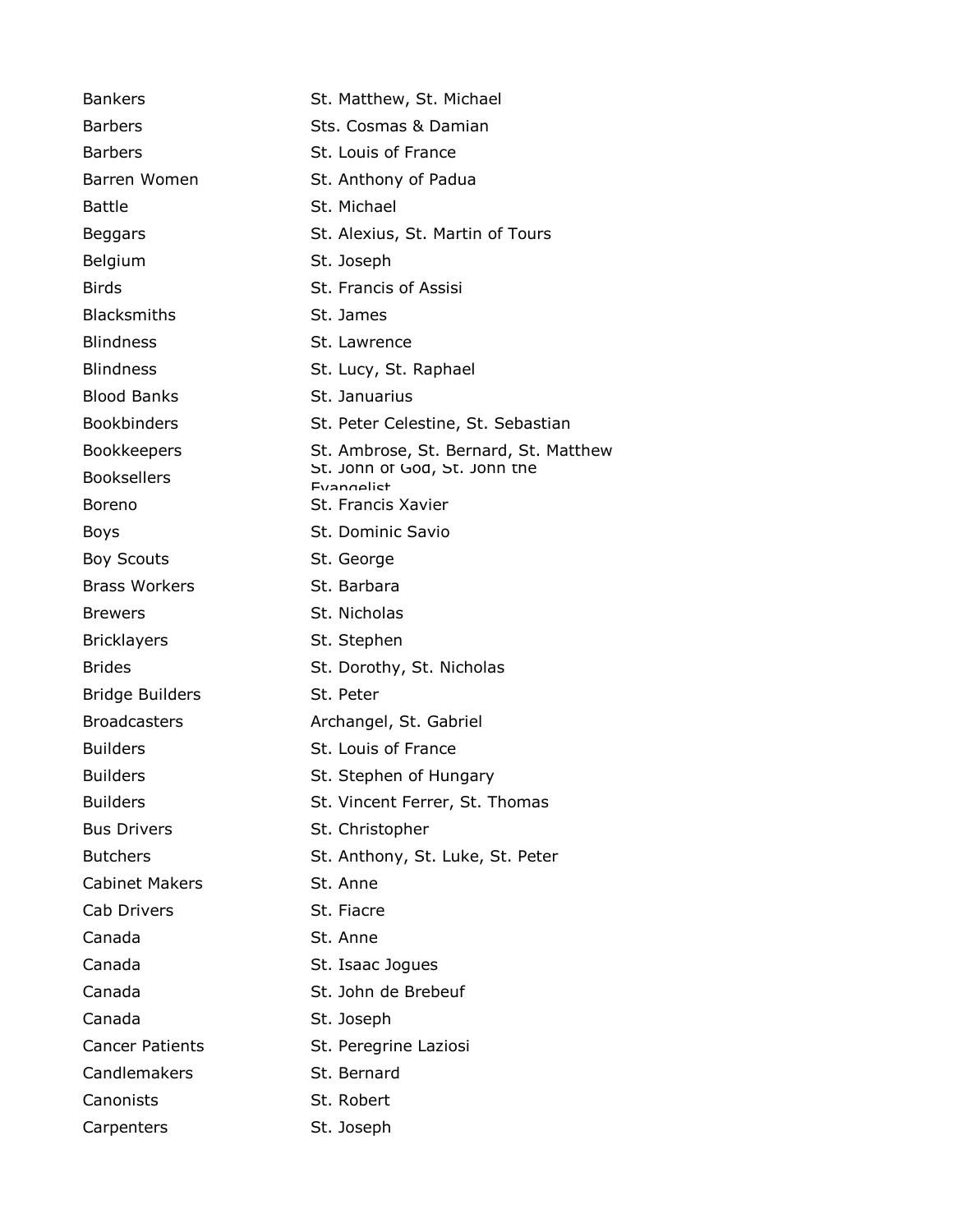| | |
|---|---|
| Bankers | St. Matthew, St. Michael |
| Barbers | Sts. Cosmas & Damian |
| Barbers | St. Louis of France |
| Barren Women | St. Anthony of Padua |
| Battle | St. Michael |
| Beggars | St. Alexius, St. Martin of Tours |
| Belgium | St. Joseph |
| Birds | St. Francis of Assisi |
| Blacksmiths | St. James |
| Blindness | St. Lawrence |
| Blindness | St. Lucy, St. Raphael |
| Blood Banks | St. Januarius |
| Bookbinders | St. Peter Celestine, St. Sebastian |
| Bookkeepers | St. Ambrose, St. Bernard, St. Matthew |
| Booksellers | St. John of God, St. John the Evangelist |
| Boreno | St. Francis Xavier |
| Boys | St. Dominic Savio |
| Boy Scouts | St. George |
| Brass Workers | St. Barbara |
| Brewers | St. Nicholas |
| Bricklayers | St. Stephen |
| Brides | St. Dorothy, St. Nicholas |
| Bridge Builders | St. Peter |
| Broadcasters | Archangel, St. Gabriel |
| Builders | St. Louis of France |
| Builders | St. Stephen of Hungary |
| Builders | St. Vincent Ferrer, St. Thomas |
| Bus Drivers | St. Christopher |
| Butchers | St. Anthony, St. Luke, St. Peter |
| Cabinet Makers | St. Anne |
| Cab Drivers | St. Fiacre |
| Canada | St. Anne |
| Canada | St. Isaac Jogues |
| Canada | St. John de Brebeuf |
| Canada | St. Joseph |
| Cancer Patients | St. Peregrine Laziosi |
| Candlemakers | St. Bernard |
| Canonists | St. Robert |
| Carpenters | St. Joseph |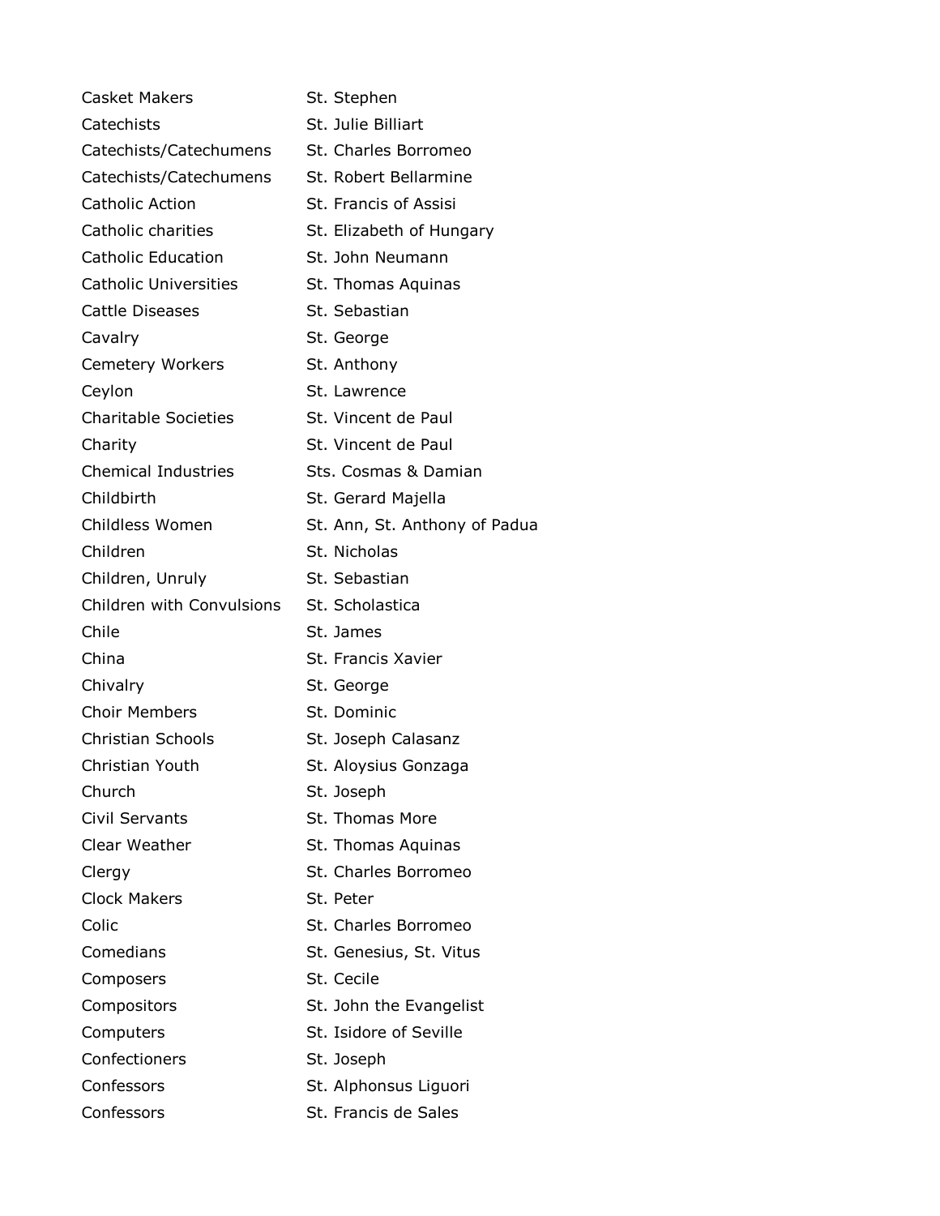| | |
|---|---|
| Casket Makers | St. Stephen |
| Catechists | St. Julie Billiart |
| Catechists/Catechumens | St. Charles Borromeo |
| Catechists/Catechumens | St. Robert Bellarmine |
| Catholic Action | St. Francis of Assisi |
| Catholic charities | St. Elizabeth of Hungary |
| Catholic Education | St. John Neumann |
| Catholic Universities | St. Thomas Aquinas |
| Cattle Diseases | St. Sebastian |
| Cavalry | St. George |
| Cemetery Workers | St. Anthony |
| Ceylon | St. Lawrence |
| Charitable Societies | St. Vincent de Paul |
| Charity | St. Vincent de Paul |
| Chemical Industries | Sts. Cosmas & Damian |
| Childbirth | St. Gerard Majella |
| Childless Women | St. Ann, St. Anthony of Padua |
| Children | St. Nicholas |
| Children, Unruly | St. Sebastian |
| Children with Convulsions | St. Scholastica |
| Chile | St. James |
| China | St. Francis Xavier |
| Chivalry | St. George |
| Choir Members | St. Dominic |
| Christian Schools | St. Joseph Calasanz |
| Christian Youth | St. Aloysius Gonzaga |
| Church | St. Joseph |
| Civil Servants | St. Thomas More |
| Clear Weather | St. Thomas Aquinas |
| Clergy | St. Charles Borromeo |
| Clock Makers | St. Peter |
| Colic | St. Charles Borromeo |
| Comedians | St. Genesius, St. Vitus |
| Composers | St. Cecile |
| Compositors | St. John the Evangelist |
| Computers | St. Isidore of Seville |
| Confectioners | St. Joseph |
| Confessors | St. Alphonsus Liguori |
| Confessors | St. Francis de Sales |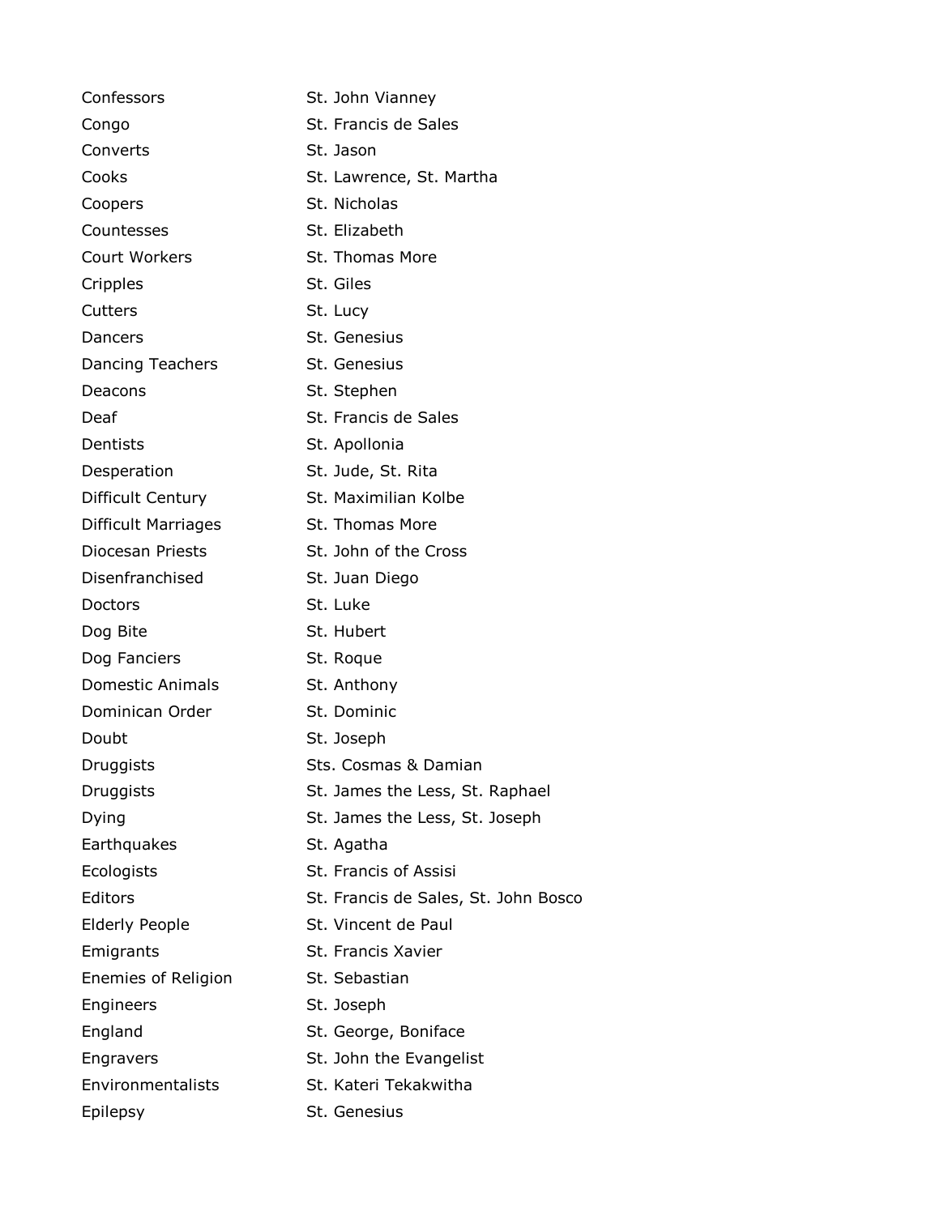| | |
|---|---|
| Confessors | St. John Vianney |
| Congo | St. Francis de Sales |
| Converts | St. Jason |
| Cooks | St. Lawrence, St. Martha |
| Coopers | St. Nicholas |
| Countesses | St. Elizabeth |
| Court Workers | St. Thomas More |
| Cripples | St. Giles |
| Cutters | St. Lucy |
| Dancers | St. Genesius |
| Dancing Teachers | St. Genesius |
| Deacons | St. Stephen |
| Deaf | St. Francis de Sales |
| Dentists | St. Apollonia |
| Desperation | St. Jude, St. Rita |
| Difficult Century | St. Maximilian Kolbe |
| Difficult Marriages | St. Thomas More |
| Diocesan Priests | St. John of the Cross |
| Disenfranchised | St. Juan Diego |
| Doctors | St. Luke |
| Dog Bite | St. Hubert |
| Dog Fanciers | St. Roque |
| Domestic Animals | St. Anthony |
| Dominican Order | St. Dominic |
| Doubt | St. Joseph |
| Druggists | Sts. Cosmas & Damian |
| Druggists | St. James the Less, St. Raphael |
| Dying | St. James the Less, St. Joseph |
| Earthquakes | St. Agatha |
| Ecologists | St. Francis of Assisi |
| Editors | St. Francis de Sales, St. John Bosco |
| Elderly People | St. Vincent de Paul |
| Emigrants | St. Francis Xavier |
| Enemies of Religion | St. Sebastian |
| Engineers | St. Joseph |
| England | St. George, Boniface |
| Engravers | St. John the Evangelist |
| Environmentalists | St. Kateri Tekakwitha |
| Epilepsy | St. Genesius |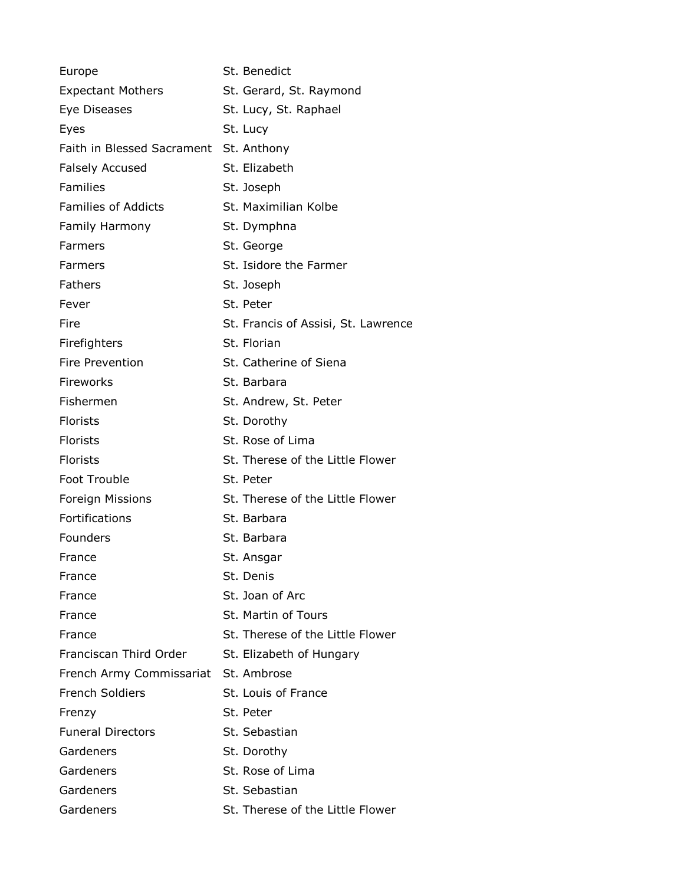| | |
|---|---|
| Europe | St. Benedict |
| Expectant Mothers | St. Gerard, St. Raymond |
| Eye Diseases | St. Lucy, St. Raphael |
| Eyes | St. Lucy |
| Faith in Blessed Sacrament | St. Anthony |
| Falsely Accused | St. Elizabeth |
| Families | St. Joseph |
| Families of Addicts | St. Maximilian Kolbe |
| Family Harmony | St. Dymphna |
| Farmers | St. George |
| Farmers | St. Isidore the Farmer |
| Fathers | St. Joseph |
| Fever | St. Peter |
| Fire | St. Francis of Assisi, St. Lawrence |
| Firefighters | St. Florian |
| Fire Prevention | St. Catherine of Siena |
| Fireworks | St. Barbara |
| Fishermen | St. Andrew, St. Peter |
| Florists | St. Dorothy |
| Florists | St. Rose of Lima |
| Florists | St. Therese of the Little Flower |
| Foot Trouble | St. Peter |
| Foreign Missions | St. Therese of the Little Flower |
| Fortifications | St. Barbara |
| Founders | St. Barbara |
| France | St. Ansgar |
| France | St. Denis |
| France | St. Joan of Arc |
| France | St. Martin of Tours |
| France | St. Therese of the Little Flower |
| Franciscan Third Order | St. Elizabeth of Hungary |
| French Army Commissariat | St. Ambrose |
| French Soldiers | St. Louis of France |
| Frenzy | St. Peter |
| Funeral Directors | St. Sebastian |
| Gardeners | St. Dorothy |
| Gardeners | St. Rose of Lima |
| Gardeners | St. Sebastian |
| Gardeners | St. Therese of the Little Flower |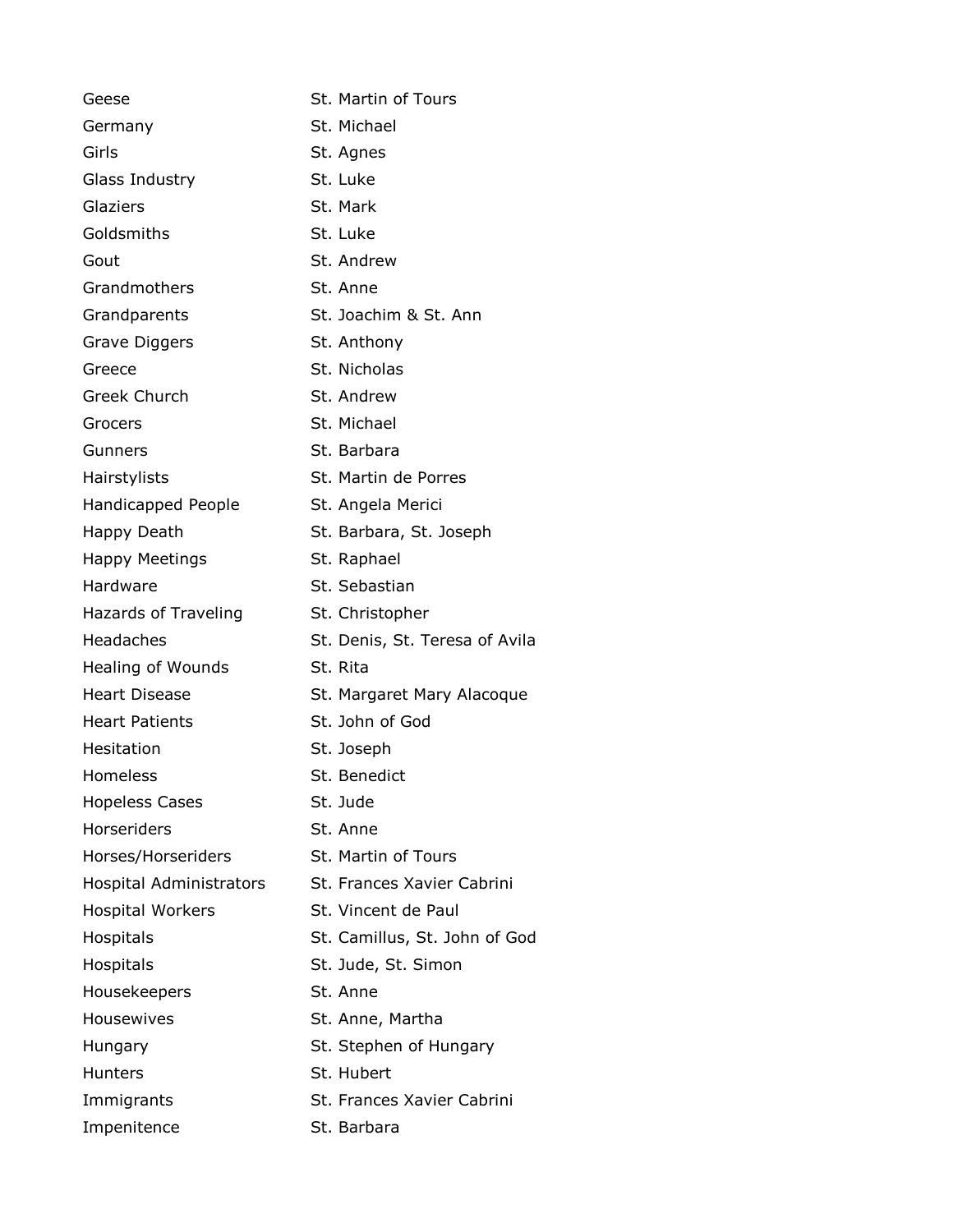| | |
|---|---|
| Geese | St. Martin of Tours |
| Germany | St. Michael |
| Girls | St. Agnes |
| Glass Industry | St. Luke |
| Glaziers | St. Mark |
| Goldsmiths | St. Luke |
| Gout | St. Andrew |
| Grandmothers | St. Anne |
| Grandparents | St. Joachim & St. Ann |
| Grave Diggers | St. Anthony |
| Greece | St. Nicholas |
| Greek Church | St. Andrew |
| Grocers | St. Michael |
| Gunners | St. Barbara |
| Hairstylists | St. Martin de Porres |
| Handicapped People | St. Angela Merici |
| Happy Death | St. Barbara, St. Joseph |
| Happy Meetings | St. Raphael |
| Hardware | St. Sebastian |
| Hazards of Traveling | St. Christopher |
| Headaches | St. Denis, St. Teresa of Avila |
| Healing of Wounds | St. Rita |
| Heart Disease | St. Margaret Mary Alacoque |
| Heart Patients | St. John of God |
| Hesitation | St. Joseph |
| Homeless | St. Benedict |
| Hopeless Cases | St. Jude |
| Horseriders | St. Anne |
| Horses/Horseriders | St. Martin of Tours |
| Hospital Administrators | St. Frances Xavier Cabrini |
| Hospital Workers | St. Vincent de Paul |
| Hospitals | St. Camillus, St. John of God |
| Hospitals | St. Jude, St. Simon |
| Housekeepers | St. Anne |
| Housewives | St. Anne, Martha |
| Hungary | St. Stephen of Hungary |
| Hunters | St. Hubert |
| Immigrants | St. Frances Xavier Cabrini |
| Impenitence | St. Barbara |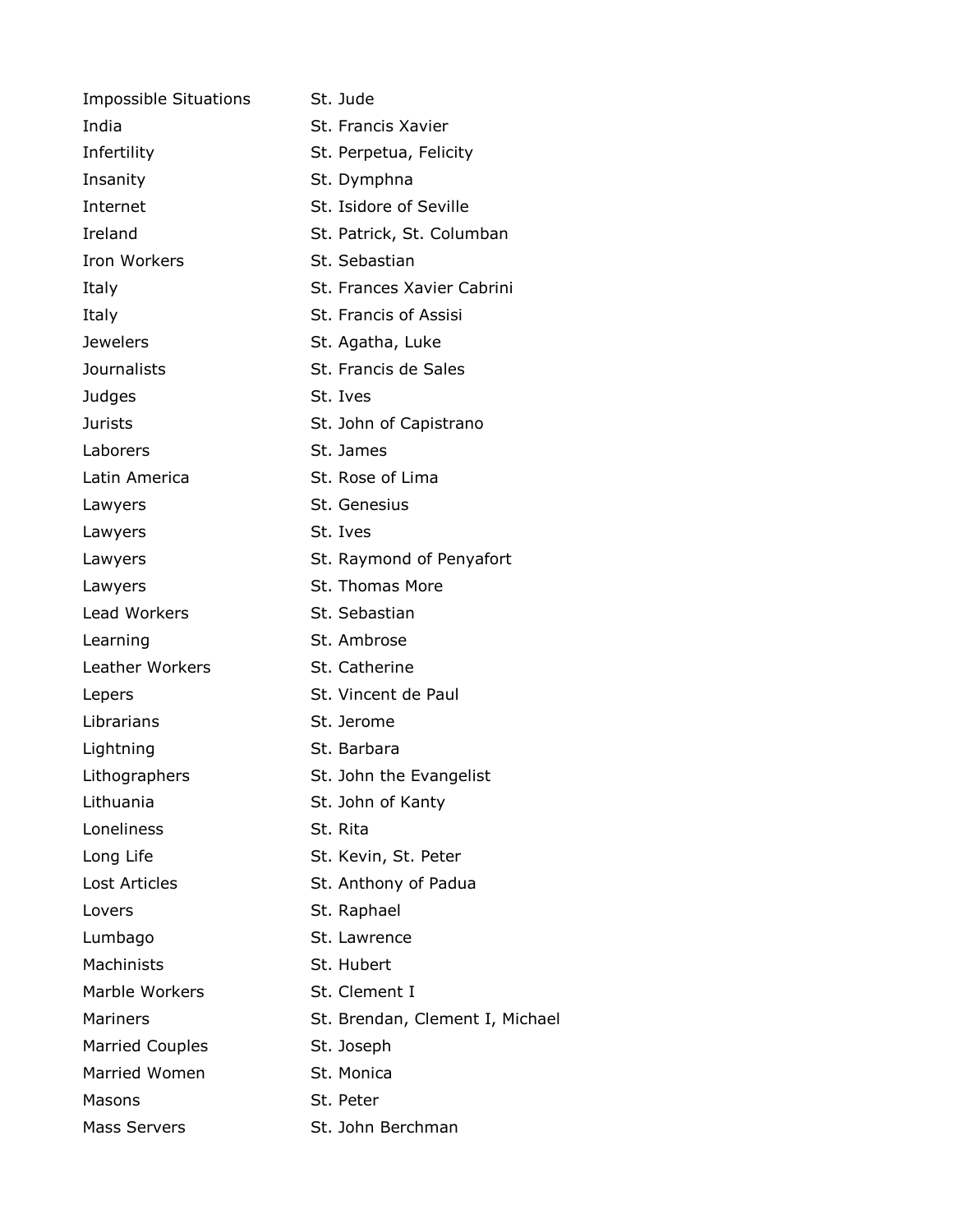| | |
|---|---|
| Impossible Situations | St. Jude |
| India | St. Francis Xavier |
| Infertility | St. Perpetua, Felicity |
| Insanity | St. Dymphna |
| Internet | St. Isidore of Seville |
| Ireland | St. Patrick, St. Columban |
| Iron Workers | St. Sebastian |
| Italy | St. Frances Xavier Cabrini |
| Italy | St. Francis of Assisi |
| Jewelers | St. Agatha, Luke |
| Journalists | St. Francis de Sales |
| Judges | St. Ives |
| Jurists | St. John of Capistrano |
| Laborers | St. James |
| Latin America | St. Rose of Lima |
| Lawyers | St. Genesius |
| Lawyers | St. Ives |
| Lawyers | St. Raymond of Penyafort |
| Lawyers | St. Thomas More |
| Lead Workers | St. Sebastian |
| Learning | St. Ambrose |
| Leather Workers | St. Catherine |
| Lepers | St. Vincent de Paul |
| Librarians | St. Jerome |
| Lightning | St. Barbara |
| Lithographers | St. John the Evangelist |
| Lithuania | St. John of Kanty |
| Loneliness | St. Rita |
| Long Life | St. Kevin, St. Peter |
| Lost Articles | St. Anthony of Padua |
| Lovers | St. Raphael |
| Lumbago | St. Lawrence |
| Machinists | St. Hubert |
| Marble Workers | St. Clement I |
| Mariners | St. Brendan, Clement I, Michael |
| Married Couples | St. Joseph |
| Married Women | St. Monica |
| Masons | St. Peter |
| Mass Servers | St. John Berchman |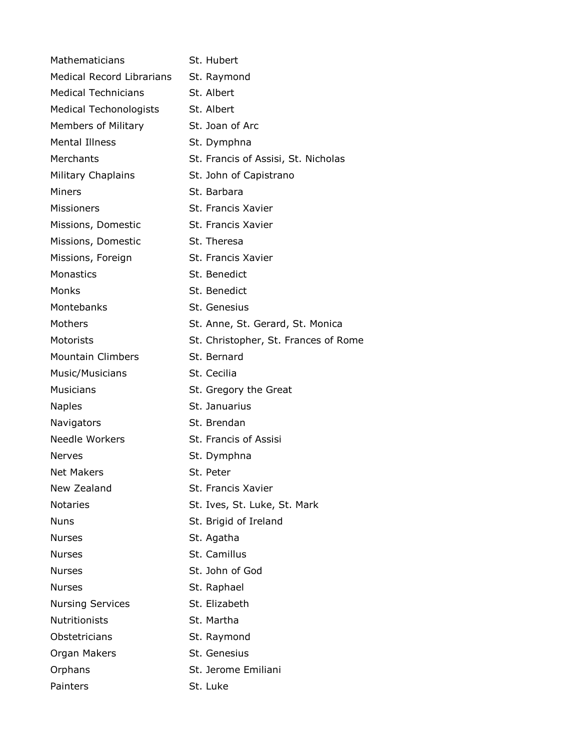| | |
|---|---|
| Mathematicians | St. Hubert |
| Medical Record Librarians | St. Raymond |
| Medical Technicians | St. Albert |
| Medical Techonologists | St. Albert |
| Members of Military | St. Joan of Arc |
| Mental Illness | St. Dymphna |
| Merchants | St. Francis of Assisi, St. Nicholas |
| Military Chaplains | St. John of Capistrano |
| Miners | St. Barbara |
| Missioners | St. Francis Xavier |
| Missions, Domestic | St. Francis Xavier |
| Missions, Domestic | St. Theresa |
| Missions, Foreign | St. Francis Xavier |
| Monastics | St. Benedict |
| Monks | St. Benedict |
| Montebanks | St. Genesius |
| Mothers | St. Anne, St. Gerard, St. Monica |
| Motorists | St. Christopher, St. Frances of Rome |
| Mountain Climbers | St. Bernard |
| Music/Musicians | St. Cecilia |
| Musicians | St. Gregory the Great |
| Naples | St. Januarius |
| Navigators | St. Brendan |
| Needle Workers | St. Francis of Assisi |
| Nerves | St. Dymphna |
| Net Makers | St. Peter |
| New Zealand | St. Francis Xavier |
| Notaries | St. Ives, St. Luke, St. Mark |
| Nuns | St. Brigid of Ireland |
| Nurses | St. Agatha |
| Nurses | St. Camillus |
| Nurses | St. John of God |
| Nurses | St. Raphael |
| Nursing Services | St. Elizabeth |
| Nutritionists | St. Martha |
| Obstetricians | St. Raymond |
| Organ Makers | St. Genesius |
| Orphans | St. Jerome Emiliani |
| Painters | St. Luke |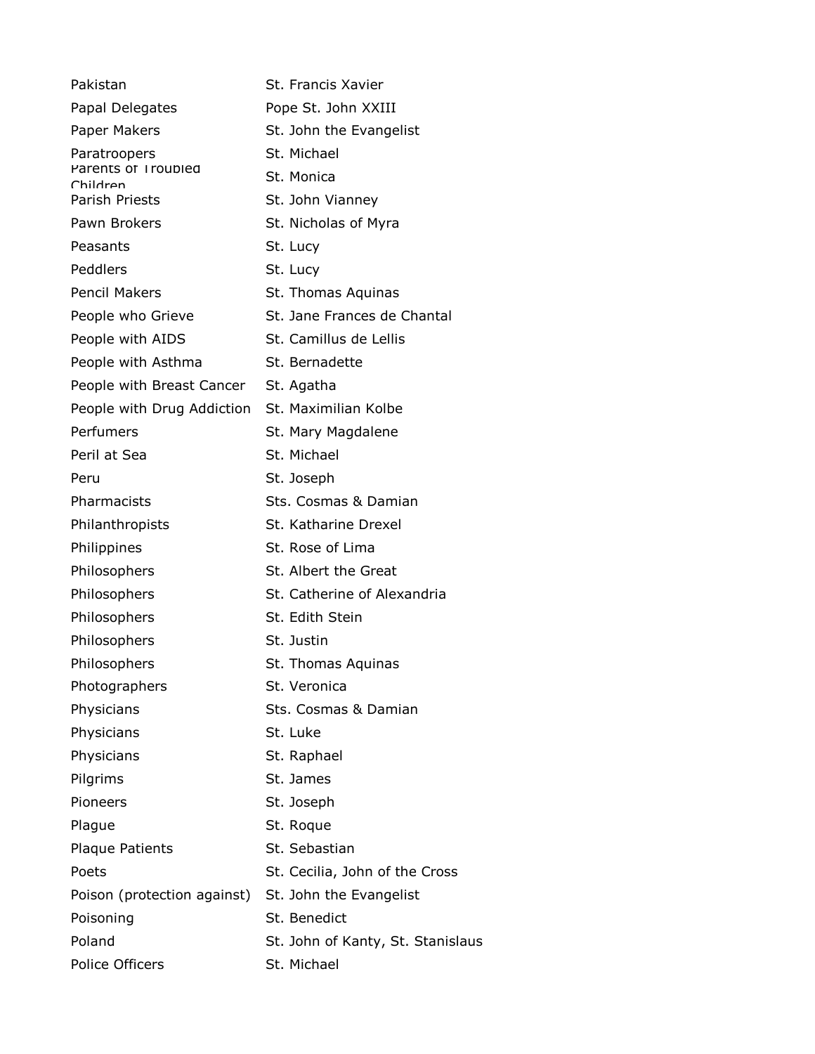| | |
|---|---|
| Pakistan | St. Francis Xavier |
| Papal Delegates | Pope St. John XXIII |
| Paper Makers | St. John the Evangelist |
| Paratroopers | St. Michael |
| Parents of Troubled Children | St. Monica |
| Parish Priests | St. John Vianney |
| Pawn Brokers | St. Nicholas of Myra |
| Peasants | St. Lucy |
| Peddlers | St. Lucy |
| Pencil Makers | St. Thomas Aquinas |
| People who Grieve | St. Jane Frances de Chantal |
| People with AIDS | St. Camillus de Lellis |
| People with Asthma | St. Bernadette |
| People with Breast Cancer | St. Agatha |
| People with Drug Addiction | St. Maximilian Kolbe |
| Perfumers | St. Mary Magdalene |
| Peril at Sea | St. Michael |
| Peru | St. Joseph |
| Pharmacists | Sts. Cosmas & Damian |
| Philanthropists | St. Katharine Drexel |
| Philippines | St. Rose of Lima |
| Philosophers | St. Albert the Great |
| Philosophers | St. Catherine of Alexandria |
| Philosophers | St. Edith Stein |
| Philosophers | St. Justin |
| Philosophers | St. Thomas Aquinas |
| Photographers | St. Veronica |
| Physicians | Sts. Cosmas & Damian |
| Physicians | St. Luke |
| Physicians | St. Raphael |
| Pilgrims | St. James |
| Pioneers | St. Joseph |
| Plague | St. Roque |
| Plaque Patients | St. Sebastian |
| Poets | St. Cecilia, John of the Cross |
| Poison (protection against) | St. John the Evangelist |
| Poisoning | St. Benedict |
| Poland | St. John of Kanty, St. Stanislaus |
| Police Officers | St. Michael |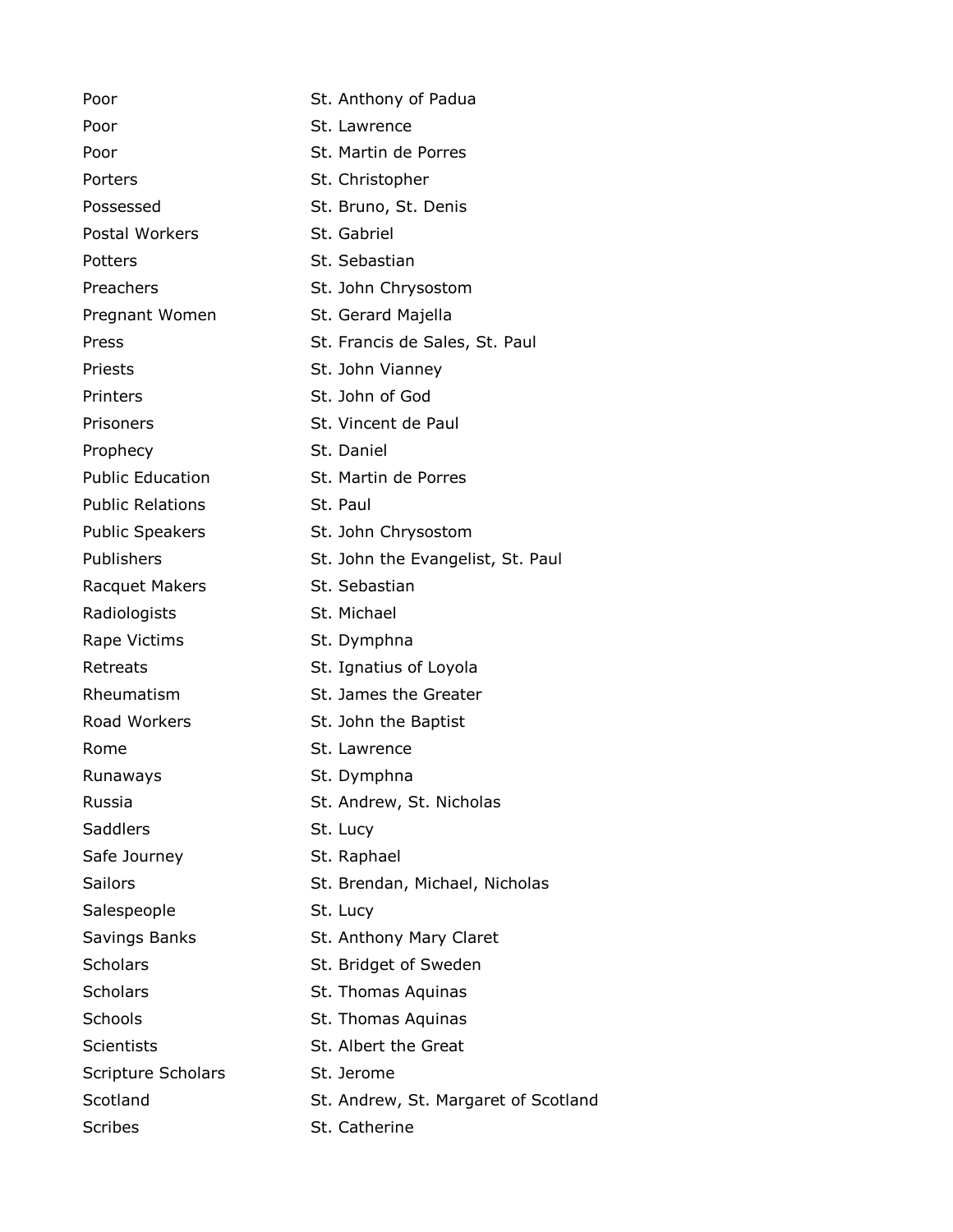| | |
|---|---|
| Poor | St. Anthony of Padua |
| Poor | St. Lawrence |
| Poor | St. Martin de Porres |
| Porters | St. Christopher |
| Possessed | St. Bruno, St. Denis |
| Postal Workers | St. Gabriel |
| Potters | St. Sebastian |
| Preachers | St. John Chrysostom |
| Pregnant Women | St. Gerard Majella |
| Press | St. Francis de Sales, St. Paul |
| Priests | St. John Vianney |
| Printers | St. John of God |
| Prisoners | St. Vincent de Paul |
| Prophecy | St. Daniel |
| Public Education | St. Martin de Porres |
| Public Relations | St. Paul |
| Public Speakers | St. John Chrysostom |
| Publishers | St. John the Evangelist, St. Paul |
| Racquet Makers | St. Sebastian |
| Radiologists | St. Michael |
| Rape Victims | St. Dymphna |
| Retreats | St. Ignatius of Loyola |
| Rheumatism | St. James the Greater |
| Road Workers | St. John the Baptist |
| Rome | St. Lawrence |
| Runaways | St. Dymphna |
| Russia | St. Andrew, St. Nicholas |
| Saddlers | St. Lucy |
| Safe Journey | St. Raphael |
| Sailors | St. Brendan, Michael, Nicholas |
| Salespeople | St. Lucy |
| Savings Banks | St. Anthony Mary Claret |
| Scholars | St. Bridget of Sweden |
| Scholars | St. Thomas Aquinas |
| Schools | St. Thomas Aquinas |
| Scientists | St. Albert the Great |
| Scripture Scholars | St. Jerome |
| Scotland | St. Andrew, St. Margaret of Scotland |
| Scribes | St. Catherine |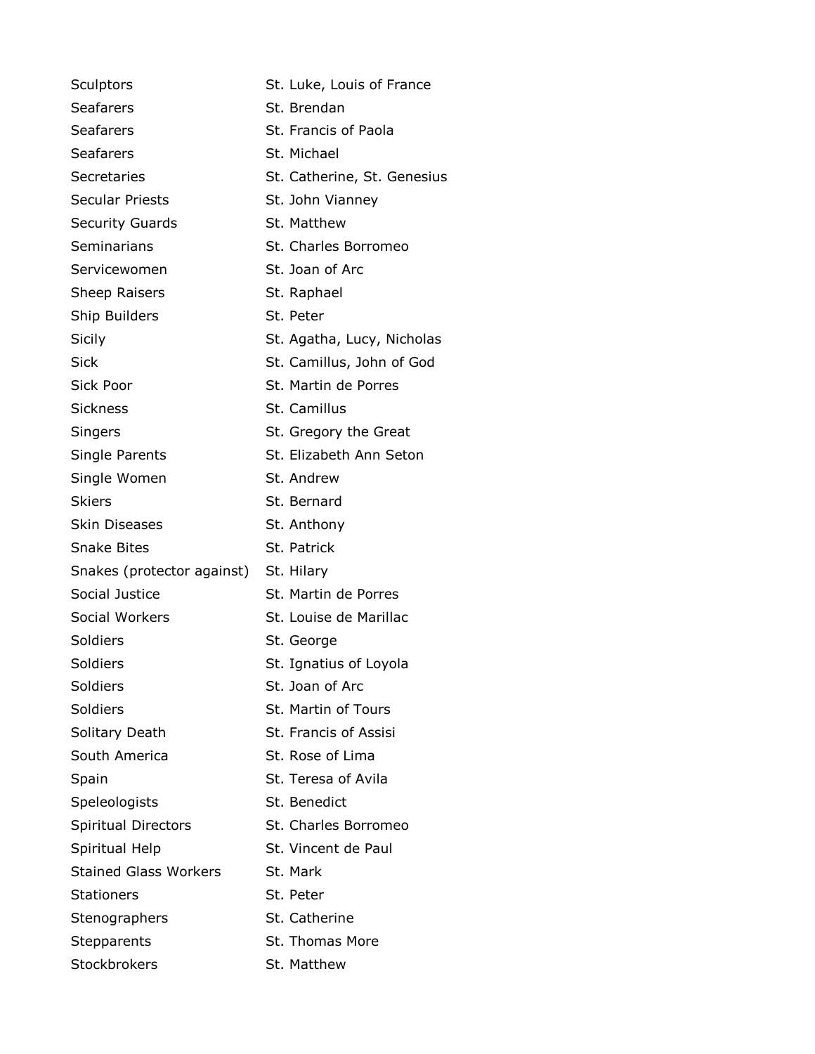| | |
|---|---|
| Sculptors | St. Luke, Louis of France |
| Seafarers | St. Brendan |
| Seafarers | St. Francis of Paola |
| Seafarers | St. Michael |
| Secretaries | St. Catherine, St. Genesius |
| Secular Priests | St. John Vianney |
| Security Guards | St. Matthew |
| Seminarians | St. Charles Borromeo |
| Servicewomen | St. Joan of Arc |
| Sheep Raisers | St. Raphael |
| Ship Builders | St. Peter |
| Sicily | St. Agatha, Lucy, Nicholas |
| Sick | St. Camillus, John of God |
| Sick Poor | St. Martin de Porres |
| Sickness | St. Camillus |
| Singers | St. Gregory the Great |
| Single Parents | St. Elizabeth Ann Seton |
| Single Women | St. Andrew |
| Skiers | St. Bernard |
| Skin Diseases | St. Anthony |
| Snake Bites | St. Patrick |
| Snakes (protector against) | St. Hilary |
| Social Justice | St. Martin de Porres |
| Social Workers | St. Louise de Marillac |
| Soldiers | St. George |
| Soldiers | St. Ignatius of Loyola |
| Soldiers | St. Joan of Arc |
| Soldiers | St. Martin of Tours |
| Solitary Death | St. Francis of Assisi |
| South America | St. Rose of Lima |
| Spain | St. Teresa of Avila |
| Speleologists | St. Benedict |
| Spiritual Directors | St. Charles Borromeo |
| Spiritual Help | St. Vincent de Paul |
| Stained Glass Workers | St. Mark |
| Stationers | St. Peter |
| Stenographers | St. Catherine |
| Stepparents | St. Thomas More |
| Stockbrokers | St. Matthew |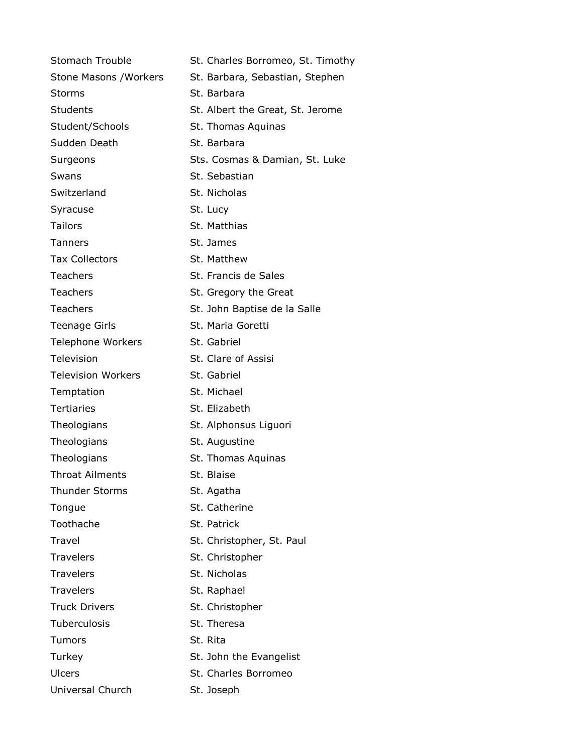| | |
|---|---|
| Stomach Trouble | St. Charles Borromeo, St. Timothy |
| Stone Masons /Workers | St. Barbara, Sebastian, Stephen |
| Storms | St. Barbara |
| Students | St. Albert the Great, St. Jerome |
| Student/Schools | St. Thomas Aquinas |
| Sudden Death | St. Barbara |
| Surgeons | Sts. Cosmas & Damian, St. Luke |
| Swans | St. Sebastian |
| Switzerland | St. Nicholas |
| Syracuse | St. Lucy |
| Tailors | St. Matthias |
| Tanners | St. James |
| Tax Collectors | St. Matthew |
| Teachers | St. Francis de Sales |
| Teachers | St. Gregory the Great |
| Teachers | St. John Baptise de la Salle |
| Teenage Girls | St. Maria Goretti |
| Telephone Workers | St. Gabriel |
| Television | St. Clare of Assisi |
| Television Workers | St. Gabriel |
| Temptation | St. Michael |
| Tertiaries | St. Elizabeth |
| Theologians | St. Alphonsus Liguori |
| Theologians | St. Augustine |
| Theologians | St. Thomas Aquinas |
| Throat Ailments | St. Blaise |
| Thunder Storms | St. Agatha |
| Tongue | St. Catherine |
| Toothache | St. Patrick |
| Travel | St. Christopher, St. Paul |
| Travelers | St. Christopher |
| Travelers | St. Nicholas |
| Travelers | St. Raphael |
| Truck Drivers | St. Christopher |
| Tuberculosis | St. Theresa |
| Tumors | St. Rita |
| Turkey | St. John the Evangelist |
| Ulcers | St. Charles Borromeo |
| Universal Church | St. Joseph |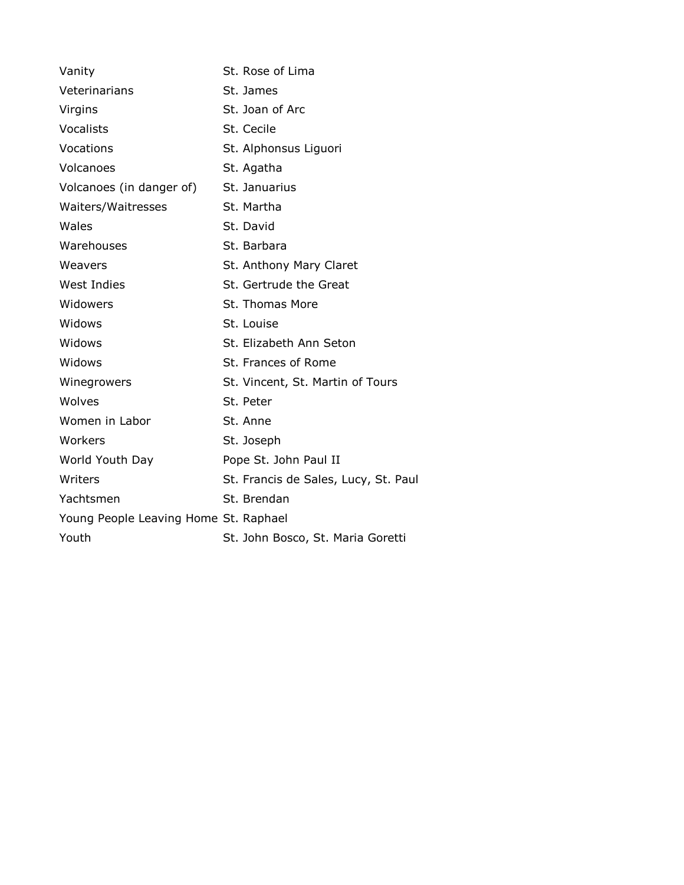| | |
|---|---|
| Vanity | St. Rose of Lima |
| Veterinarians | St. James |
| Virgins | St. Joan of Arc |
| Vocalists | St. Cecile |
| Vocations | St. Alphonsus Liguori |
| Volcanoes | St. Agatha |
| Volcanoes (in danger of) | St. Januarius |
| Waiters/Waitresses | St. Martha |
| Wales | St. David |
| Warehouses | St. Barbara |
| Weavers | St. Anthony Mary Claret |
| West Indies | St. Gertrude the Great |
| Widowers | St. Thomas More |
| Widows | St. Louise |
| Widows | St. Elizabeth Ann Seton |
| Widows | St. Frances of Rome |
| Winegrowers | St. Vincent, St. Martin of Tours |
| Wolves | St. Peter |
| Women in Labor | St. Anne |
| Workers | St. Joseph |
| World Youth Day | Pope St. John Paul II |
| Writers | St. Francis de Sales, Lucy, St. Paul |
| Yachtsmen | St. Brendan |
| Young People Leaving Home | St. Raphael |
| Youth | St. John Bosco, St. Maria Goretti |